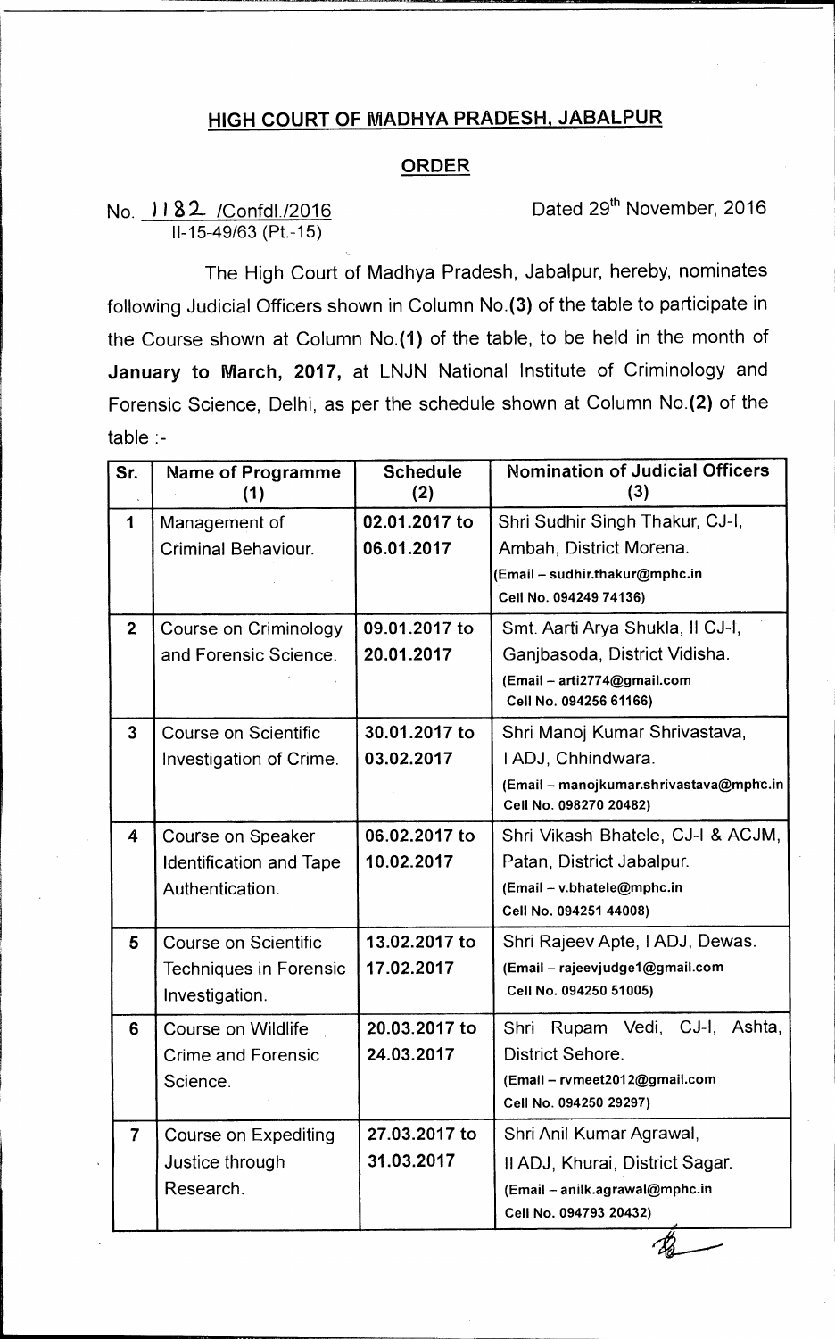# HIGH COURT OF MADHYA PRADESH, JABALPUR

## ORDER

No. 1182 /Confdl./2016
II-15-49/63 (Pt.-15)

Dated 29th November, 2016

The High Court of Madhya Pradesh, Jabalpur, hereby, nominates following Judicial Officers shown in Column No.**(3)** of the table to participate in the Course shown at Column No.**(1)** of the table, to be held in the month of **January to March, 2017,** at LNJN National Institute of Criminology and Forensic Science, Delhi, as per the schedule shown at Column No.**(2)** of the table :-

| Sr. | Name of Programme (1) | Schedule (2) | Nomination of Judicial Officers (3) |
|---|---|---|---|
| 1 | Management of Criminal Behaviour. | 02.01.2017 to 06.01.2017 | Shri Sudhir Singh Thakur, CJ-I, Ambah, District Morena. (Email – sudhir.thakur@mphc.in Cell No. 094249 74136) |
| 2 | Course on Criminology and Forensic Science. | 09.01.2017 to 20.01.2017 | Smt. Aarti Arya Shukla, II CJ-I, Ganjbasoda, District Vidisha. (Email – arti2774@gmail.com Cell No. 094256 61166) |
| 3 | Course on Scientific Investigation of Crime. | 30.01.2017 to 03.02.2017 | Shri Manoj Kumar Shrivastava, I ADJ, Chhindwara. (Email – manojkumar.shrivastava@mphc.in Cell No. 098270 20482) |
| 4 | Course on Speaker Identification and Tape Authentication. | 06.02.2017 to 10.02.2017 | Shri Vikash Bhatele, CJ-I & ACJM, Patan, District Jabalpur. (Email – v.bhatele@mphc.in Cell No. 094251 44008) |
| 5 | Course on Scientific Techniques in Forensic Investigation. | 13.02.2017 to 17.02.2017 | Shri Rajeev Apte, I ADJ, Dewas. (Email – rajeevjudge1@gmail.com Cell No. 094250 51005) |
| 6 | Course on Wildlife Crime and Forensic Science. | 20.03.2017 to 24.03.2017 | Shri Rupam Vedi, CJ-I, Ashta, District Sehore. (Email – rvmeet2012@gmail.com Cell No. 094250 29297) |
| 7 | Course on Expediting Justice through Research. | 27.03.2017 to 31.03.2017 | Shri Anil Kumar Agrawal, II ADJ, Khurai, District Sagar. (Email – anilk.agrawal@mphc.in Cell No. 094793 20432) |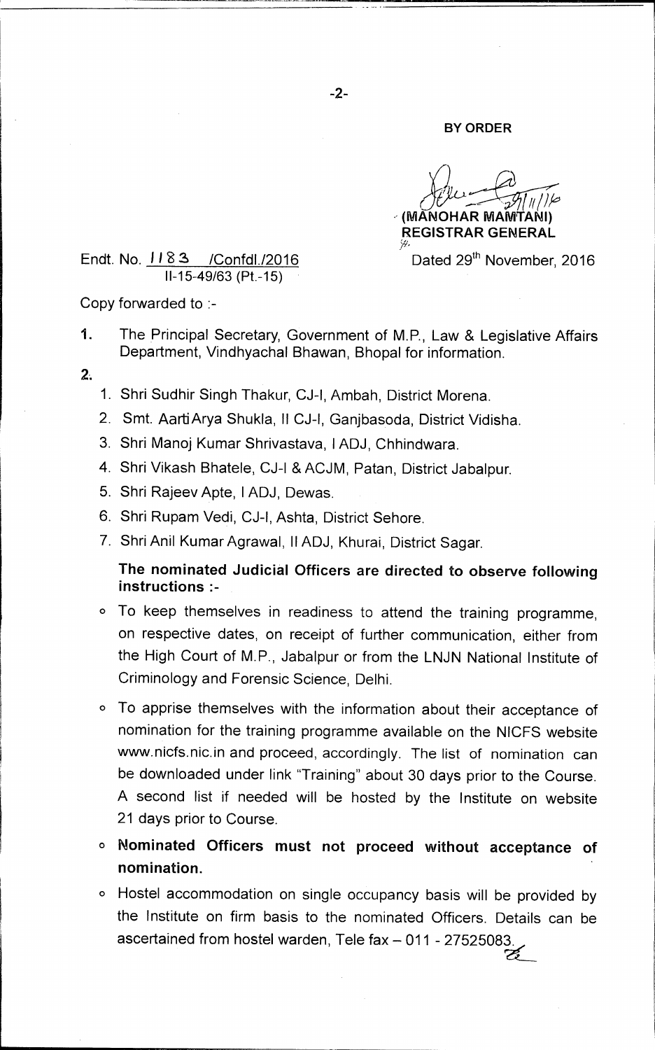**BY ORDER**

(MANOHAR MAMTANI)
REGISTRAR GENERAL

Endt. No. 1183 /Confdl./2016
II-15-49/63 (Pt.-15)

Dated 29th November, 2016

Copy forwarded to :-

1. The Principal Secretary, Government of M.P., Law & Legislative Affairs Department, Vindhyachal Bhawan, Bhopal for information.

2.
   1. Shri Sudhir Singh Thakur, CJ-I, Ambah, District Morena.
   2. Smt. Aarti Arya Shukla, II CJ-I, Ganjbasoda, District Vidisha.
   3. Shri Manoj Kumar Shrivastava, I ADJ, Chhindwara.
   4. Shri Vikash Bhatele, CJ-I & ACJM, Patan, District Jabalpur.
   5. Shri Rajeev Apte, I ADJ, Dewas.
   6. Shri Rupam Vedi, CJ-I, Ashta, District Sehore.
   7. Shri Anil Kumar Agrawal, II ADJ, Khurai, District Sagar.

   **The nominated Judicial Officers are directed to observe following instructions :-**

- To keep themselves in readiness to attend the training programme, on respective dates, on receipt of further communication, either from the High Court of M.P., Jabalpur or from the LNJN National Institute of Criminology and Forensic Science, Delhi.
- To apprise themselves with the information about their acceptance of nomination for the training programme available on the NICFS website www.nicfs.nic.in and proceed, accordingly. The list of nomination can be downloaded under link "Training" about 30 days prior to the Course. A second list if needed will be hosted by the Institute on website 21 days prior to Course.
- **Nominated Officers must not proceed without acceptance of nomination.**
- Hostel accommodation on single occupancy basis will be provided by the Institute on firm basis to the nominated Officers. Details can be ascertained from hostel warden, Tele fax – 011 - 27525083.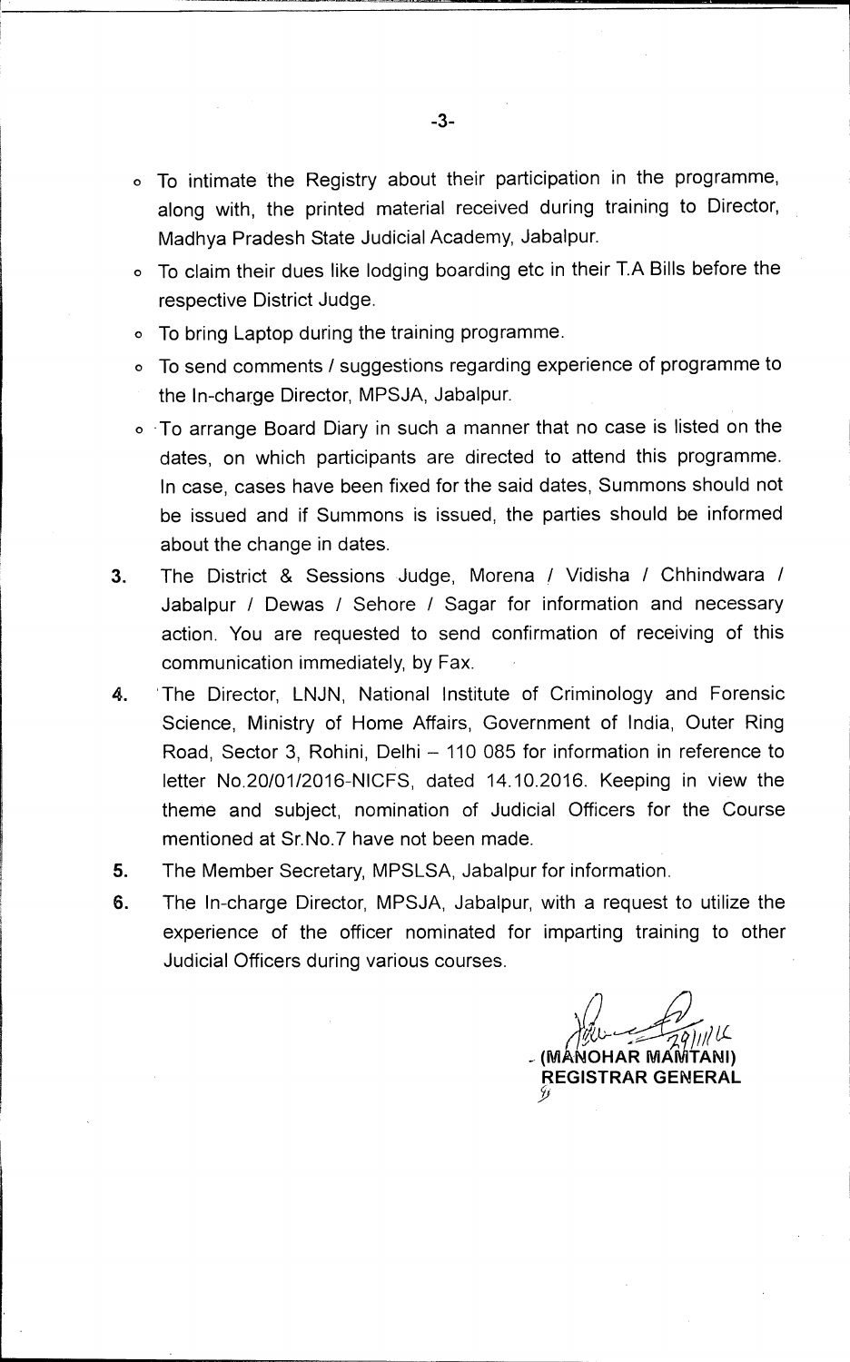- To intimate the Registry about their participation in the programme, along with, the printed material received during training to Director, Madhya Pradesh State Judicial Academy, Jabalpur.
- To claim their dues like lodging boarding etc in their T.A Bills before the respective District Judge.
- To bring Laptop during the training programme.
- To send comments / suggestions regarding experience of programme to the In-charge Director, MPSJA, Jabalpur.
- To arrange Board Diary in such a manner that no case is listed on the dates, on which participants are directed to attend this programme. In case, cases have been fixed for the said dates, Summons should not be issued and if Summons is issued, the parties should be informed about the change in dates.

3. The District & Sessions Judge, Morena / Vidisha / Chhindwara / Jabalpur / Dewas / Sehore / Sagar for information and necessary action. You are requested to send confirmation of receiving of this communication immediately, by Fax.
4. The Director, LNJN, National Institute of Criminology and Forensic Science, Ministry of Home Affairs, Government of India, Outer Ring Road, Sector 3, Rohini, Delhi – 110 085 for information in reference to letter No.20/01/2016-NICFS, dated 14.10.2016. Keeping in view the theme and subject, nomination of Judicial Officers for the Course mentioned at Sr.No.7 have not been made.
5. The Member Secretary, MPSLSA, Jabalpur for information.
6. The In-charge Director, MPSJA, Jabalpur, with a request to utilize the experience of the officer nominated for imparting training to other Judicial Officers during various courses.

29/11/16

**(MANOHAR MAMTANI)**
**REGISTRAR GENERAL**